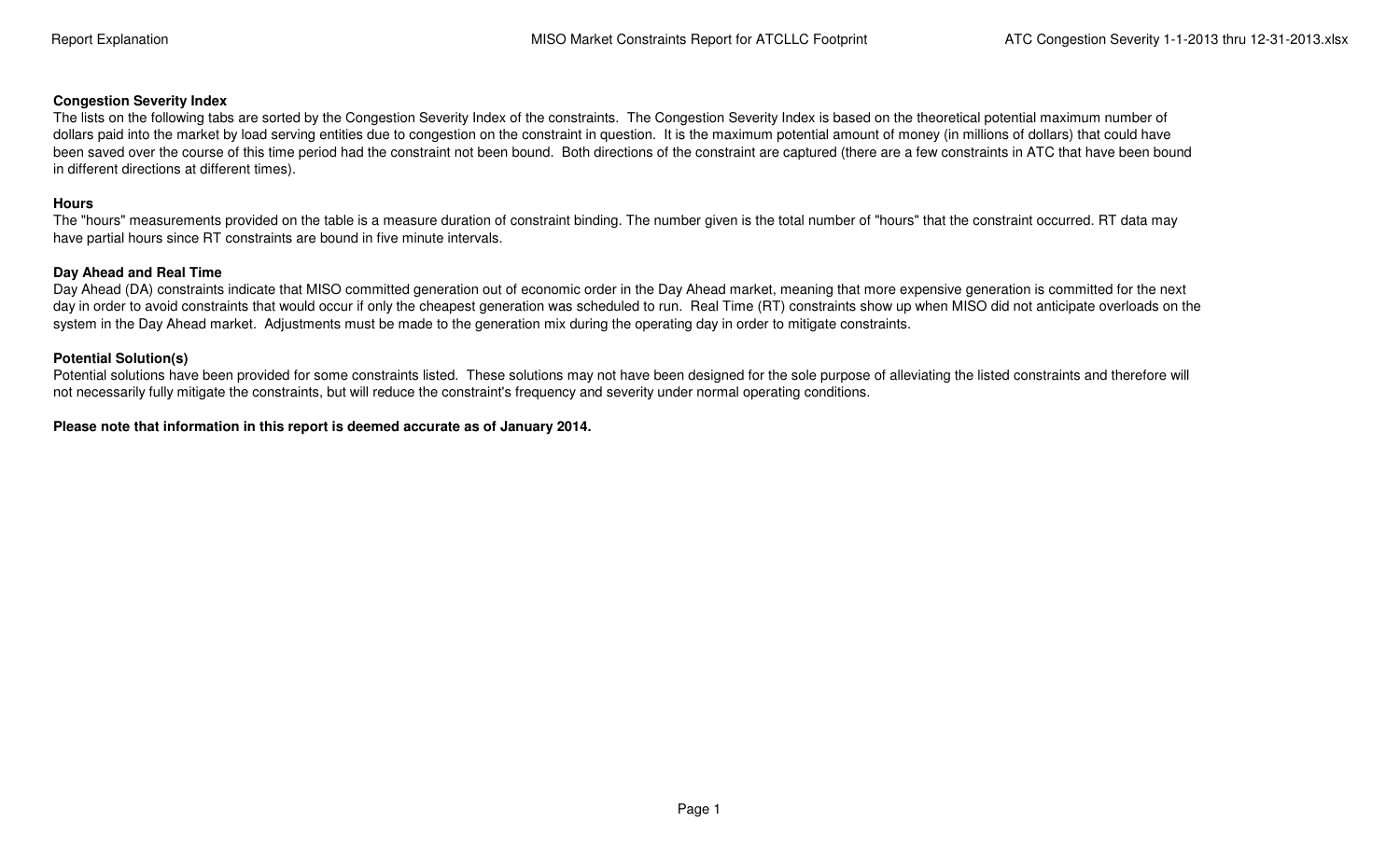### Congestion Severity Index

The lists on the following tabs are sorted by the Congestion Severity Index of the constraints. The Congestion Severity Index is based on the theoretical potential maximum number of dollars paid into the market by load serving entities due to congestion on the constraint in question. It is the maximum potential amount of money (in millions of dollars) that could have been saved over the course of this time period had the constraint not been bound. Both directions of the constraint are captured (there are a few constraints in ATC that have been bound in different directions at different times).

### Hours

The "hours" measurements provided on the table is a measure duration of constraint binding. The number given is the total number of "hours" that the constraint occurred. RT data may have partial hours since RT constraints are bound in five minute intervals.

### Day Ahead and Real Time

Day Ahead (DA) constraints indicate that MISO committed generation out of economic order in the Day Ahead market, meaning that more expensive generation is committed for the next day in order to avoid constraints that would occur if only the cheapest generation was scheduled to run. Real Time (RT) constraints show up when MISO did not anticipate overloads on the system in the Day Ahead market. Adjustments must be made to the generation mix during the operating day in order to mitigate constraints.

### Potential Solution(s)

Potential solutions have been provided for some constraints listed. These solutions may not have been designed for the sole purpose of alleviating the listed constraints and therefore will not necessarily fully mitigate the constraints, but will reduce the constraint's frequency and severity under normal operating conditions.

**Please note that information in this report is deemed accurate as of January 2014.**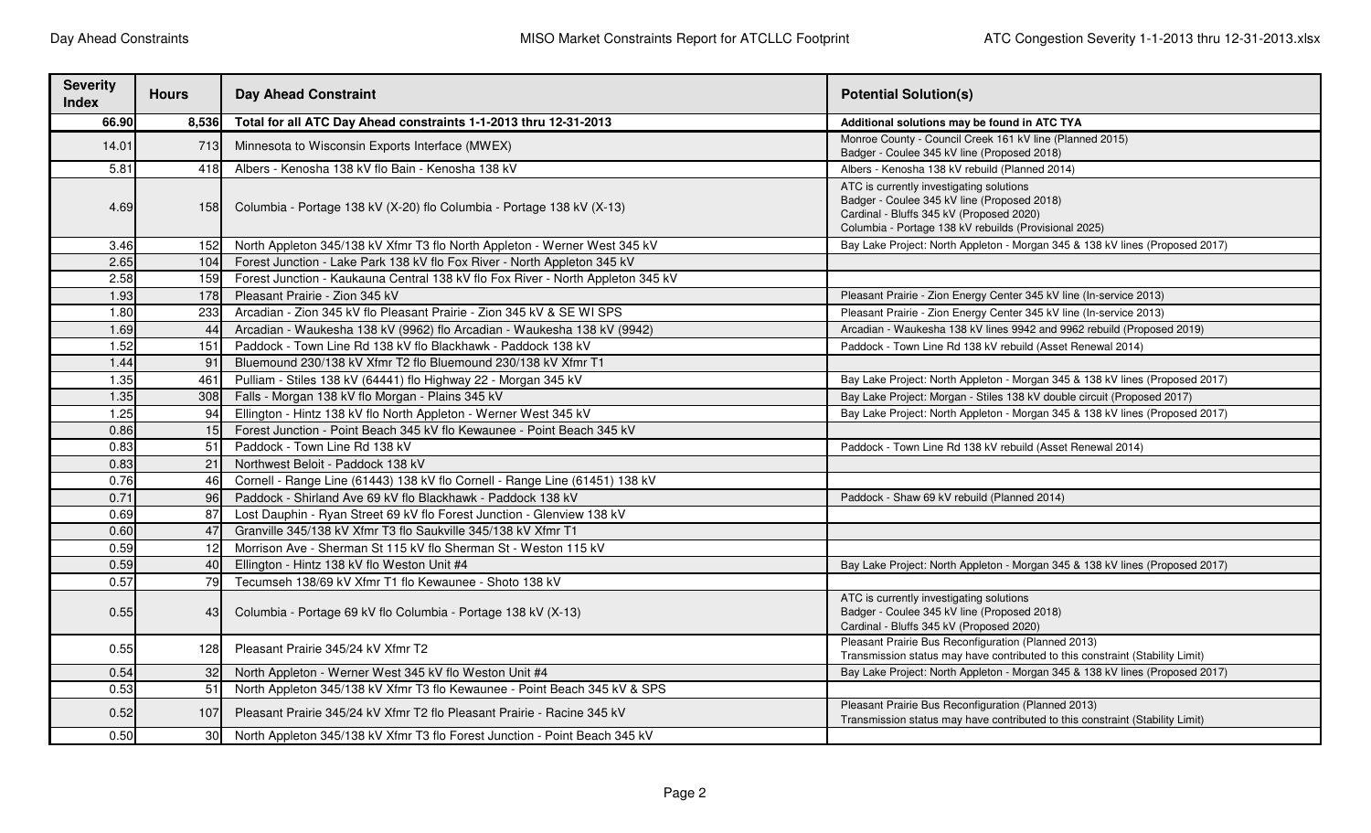| Severity Index | Hours | Day Ahead Constraint | Potential Solution(s) |
|---|---|---|---|
| **66.90** | **8,536** | **Total for all ATC Day Ahead constraints 1-1-2013 thru 12-31-2013** | **Additional solutions may be found in ATC TYA** |
| 14.01 | 713 | Minnesota to Wisconsin Exports Interface (MWEX) | Monroe County - Council Creek 161 kV line (Planned 2015)<br>Badger - Coulee 345 kV line (Proposed 2018) |
| 5.81 | 418 | Albers - Kenosha 138 kV flo Bain - Kenosha 138 kV | Albers - Kenosha 138 kV rebuild (Planned 2014) |
| 4.69 | 158 | Columbia - Portage 138 kV (X-20) flo Columbia - Portage 138 kV (X-13) | ATC is currently investigating solutions<br>Badger - Coulee 345 kV line (Proposed 2018)<br>Cardinal - Bluffs 345 kV (Proposed 2020)<br>Columbia - Portage 138 kV rebuilds (Provisional 2025) |
| 3.46 | 152 | North Appleton 345/138 kV Xfmr T3 flo North Appleton - Werner West 345 kV | Bay Lake Project: North Appleton - Morgan 345 & 138 kV lines (Proposed 2017) |
| 2.65 | 104 | Forest Junction - Lake Park 138 kV flo Fox River - North Appleton 345 kV | |
| 2.58 | 159 | Forest Junction - Kaukauna Central 138 kV flo Fox River - North Appleton 345 kV | |
| 1.93 | 178 | Pleasant Prairie - Zion 345 kV | Pleasant Prairie - Zion Energy Center 345 kV line (In-service 2013) |
| 1.80 | 233 | Arcadian - Zion 345 kV flo Pleasant Prairie - Zion 345 kV & SE WI SPS | Pleasant Prairie - Zion Energy Center 345 kV line (In-service 2013) |
| 1.69 | 44 | Arcadian - Waukesha 138 kV (9962) flo Arcadian - Waukesha 138 kV (9942) | Arcadian - Waukesha 138 kV lines 9942 and 9962 rebuild (Proposed 2019) |
| 1.52 | 151 | Paddock - Town Line Rd 138 kV flo Blackhawk - Paddock 138 kV | Paddock - Town Line Rd 138 kV rebuild (Asset Renewal 2014) |
| 1.44 | 91 | Bluemound 230/138 kV Xfmr T2 flo Bluemound 230/138 kV Xfmr T1 | |
| 1.35 | 461 | Pulliam - Stiles 138 kV (64441) flo Highway 22 - Morgan 345 kV | Bay Lake Project: North Appleton - Morgan 345 & 138 kV lines (Proposed 2017) |
| 1.35 | 308 | Falls - Morgan 138 kV flo Morgan - Plains 345 kV | Bay Lake Project: Morgan - Stiles 138 kV double circuit (Proposed 2017) |
| 1.25 | 94 | Ellington - Hintz 138 kV flo North Appleton - Werner West 345 kV | Bay Lake Project: North Appleton - Morgan 345 & 138 kV lines (Proposed 2017) |
| 0.86 | 15 | Forest Junction - Point Beach 345 kV flo Kewaunee - Point Beach 345 kV | |
| 0.83 | 51 | Paddock - Town Line Rd 138 kV | Paddock - Town Line Rd 138 kV rebuild (Asset Renewal 2014) |
| 0.83 | 21 | Northwest Beloit - Paddock 138 kV | |
| 0.76 | 46 | Cornell - Range Line (61443) 138 kV flo Cornell - Range Line (61451) 138 kV | |
| 0.71 | 96 | Paddock - Shirland Ave 69 kV flo Blackhawk - Paddock 138 kV | Paddock - Shaw 69 kV rebuild (Planned 2014) |
| 0.69 | 87 | Lost Dauphin - Ryan Street 69 kV flo Forest Junction - Glenview 138 kV | |
| 0.60 | 47 | Granville 345/138 kV Xfmr T3 flo Saukville 345/138 kV Xfmr T1 | |
| 0.59 | 12 | Morrison Ave - Sherman St 115 kV flo Sherman St - Weston 115 kV | |
| 0.59 | 40 | Ellington - Hintz 138 kV flo Weston Unit #4 | Bay Lake Project: North Appleton - Morgan 345 & 138 kV lines (Proposed 2017) |
| 0.57 | 79 | Tecumseh 138/69 kV Xfmr T1 flo Kewaunee - Shoto 138 kV | |
| 0.55 | 43 | Columbia - Portage 69 kV flo Columbia - Portage 138 kV (X-13) | ATC is currently investigating solutions<br>Badger - Coulee 345 kV line (Proposed 2018)<br>Cardinal - Bluffs 345 kV (Proposed 2020) |
| 0.55 | 128 | Pleasant Prairie 345/24 kV Xfmr T2 | Pleasant Prairie Bus Reconfiguration (Planned 2013)<br>Transmission status may have contributed to this constraint (Stability Limit) |
| 0.54 | 32 | North Appleton - Werner West 345 kV flo Weston Unit #4 | Bay Lake Project: North Appleton - Morgan 345 & 138 kV lines (Proposed 2017) |
| 0.53 | 51 | North Appleton 345/138 kV Xfmr T3 flo Kewaunee - Point Beach 345 kV & SPS | |
| 0.52 | 107 | Pleasant Prairie 345/24 kV Xfmr T2 flo Pleasant Prairie - Racine 345 kV | Pleasant Prairie Bus Reconfiguration (Planned 2013)<br>Transmission status may have contributed to this constraint (Stability Limit) |
| 0.50 | 30 | North Appleton 345/138 kV Xfmr T3 flo Forest Junction - Point Beach 345 kV | |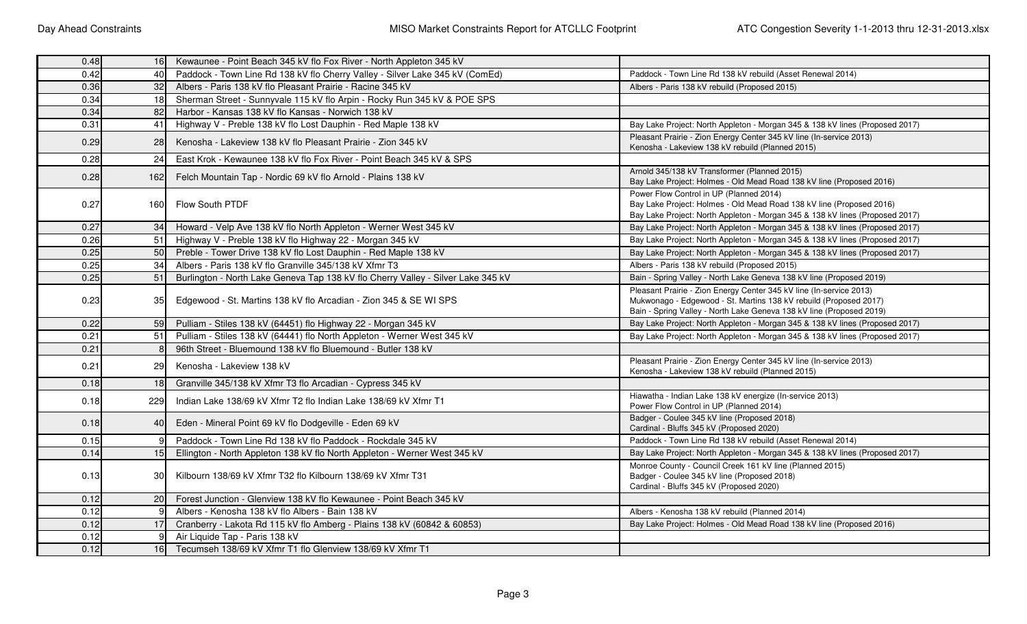| | | | |
|---|---|---|---|
| 0.48 | 16 | Kewaunee - Point Beach 345 kV flo Fox River - North Appleton 345 kV | |
| 0.42 | 40 | Paddock - Town Line Rd 138 kV flo Cherry Valley - Silver Lake 345 kV (ComEd) | Paddock - Town Line Rd 138 kV rebuild (Asset Renewal 2014) |
| 0.36 | 32 | Albers - Paris 138 kV flo Pleasant Prairie - Racine 345 kV | Albers - Paris 138 kV rebuild (Proposed 2015) |
| 0.34 | 18 | Sherman Street - Sunnyvale 115 kV flo Arpin - Rocky Run 345 kV & POE SPS | |
| 0.34 | 82 | Harbor - Kansas 138 kV flo Kansas - Norwich 138 kV | |
| 0.31 | 41 | Highway V - Preble 138 kV flo Lost Dauphin - Red Maple 138 kV | Bay Lake Project: North Appleton - Morgan 345 & 138 kV lines (Proposed 2017) |
| 0.29 | 28 | Kenosha - Lakeview 138 kV flo Pleasant Prairie - Zion 345 kV | Pleasant Prairie - Zion Energy Center 345 kV line (In-service 2013)<br>Kenosha - Lakeview 138 kV rebuild (Planned 2015) |
| 0.28 | 24 | East Krok - Kewaunee 138 kV flo Fox River - Point Beach 345 kV & SPS | |
| 0.28 | 162 | Felch Mountain Tap - Nordic 69 kV flo Arnold - Plains 138 kV | Arnold 345/138 kV Transformer (Planned 2015)<br>Bay Lake Project: Holmes - Old Mead Road 138 kV line (Proposed 2016) |
| 0.27 | 160 | Flow South PTDF | Power Flow Control in UP (Planned 2014)<br>Bay Lake Project: Holmes - Old Mead Road 138 kV line (Proposed 2016)<br>Bay Lake Project: North Appleton - Morgan 345 & 138 kV lines (Proposed 2017) |
| 0.27 | 34 | Howard - Velp Ave 138 kV flo North Appleton - Werner West 345 kV | Bay Lake Project: North Appleton - Morgan 345 & 138 kV lines (Proposed 2017) |
| 0.26 | 51 | Highway V - Preble 138 kV flo Highway 22 - Morgan 345 kV | Bay Lake Project: North Appleton - Morgan 345 & 138 kV lines (Proposed 2017) |
| 0.25 | 50 | Preble - Tower Drive 138 kV flo Lost Dauphin - Red Maple 138 kV | Bay Lake Project: North Appleton - Morgan 345 & 138 kV lines (Proposed 2017) |
| 0.25 | 34 | Albers - Paris 138 kV flo Granville 345/138 kV Xfmr T3 | Albers - Paris 138 kV rebuild (Proposed 2015) |
| 0.25 | 51 | Burlington - North Lake Geneva Tap 138 kV flo Cherry Valley - Silver Lake 345 kV | Bain - Spring Valley - North Lake Geneva 138 kV line (Proposed 2019) |
| 0.23 | 35 | Edgewood - St. Martins 138 kV flo Arcadian - Zion 345 & SE WI SPS | Pleasant Prairie - Zion Energy Center 345 kV line (In-service 2013)<br>Mukwonago - Edgewood - St. Martins 138 kV rebuild (Proposed 2017)<br>Bain - Spring Valley - North Lake Geneva 138 kV line (Proposed 2019) |
| 0.22 | 59 | Pulliam - Stiles 138 kV (64451) flo Highway 22 - Morgan 345 kV | Bay Lake Project: North Appleton - Morgan 345 & 138 kV lines (Proposed 2017) |
| 0.21 | 51 | Pulliam - Stiles 138 kV (64441) flo North Appleton - Werner West 345 kV | Bay Lake Project: North Appleton - Morgan 345 & 138 kV lines (Proposed 2017) |
| 0.21 | 8 | 96th Street - Bluemound 138 kV flo Bluemound - Butler 138 kV | |
| 0.21 | 29 | Kenosha - Lakeview 138 kV | Pleasant Prairie - Zion Energy Center 345 kV line (In-service 2013)<br>Kenosha - Lakeview 138 kV rebuild (Planned 2015) |
| 0.18 | 18 | Granville 345/138 kV Xfmr T3 flo Arcadian - Cypress 345 kV | |
| 0.18 | 229 | Indian Lake 138/69 kV Xfmr T2 flo Indian Lake 138/69 kV Xfmr T1 | Hiawatha - Indian Lake 138 kV energize (In-service 2013)<br>Power Flow Control in UP (Planned 2014) |
| 0.18 | 40 | Eden - Mineral Point 69 kV flo Dodgeville - Eden 69 kV | Badger - Coulee 345 kV line (Proposed 2018)<br>Cardinal - Bluffs 345 kV (Proposed 2020) |
| 0.15 | 9 | Paddock - Town Line Rd 138 kV flo Paddock - Rockdale 345 kV | Paddock - Town Line Rd 138 kV rebuild (Asset Renewal 2014) |
| 0.14 | 15 | Ellington - North Appleton 138 kV flo North Appleton - Werner West 345 kV | Bay Lake Project: North Appleton - Morgan 345 & 138 kV lines (Proposed 2017) |
| 0.13 | 30 | Kilbourn 138/69 kV Xfmr T32 flo Kilbourn 138/69 kV Xfmr T31 | Monroe County - Council Creek 161 kV line (Planned 2015)<br>Badger - Coulee 345 kV line (Proposed 2018)<br>Cardinal - Bluffs 345 kV (Proposed 2020) |
| 0.12 | 20 | Forest Junction - Glenview 138 kV flo Kewaunee - Point Beach 345 kV | |
| 0.12 | 9 | Albers - Kenosha 138 kV flo Albers - Bain 138 kV | Albers - Kenosha 138 kV rebuild (Planned 2014) |
| 0.12 | 17 | Cranberry - Lakota Rd 115 kV flo Amberg - Plains 138 kV (60842 & 60853) | Bay Lake Project: Holmes - Old Mead Road 138 kV line (Proposed 2016) |
| 0.12 | 9 | Air Liquide Tap - Paris 138 kV | |
| 0.12 | 16 | Tecumseh 138/69 kV Xfmr T1 flo Glenview 138/69 kV Xfmr T1 | |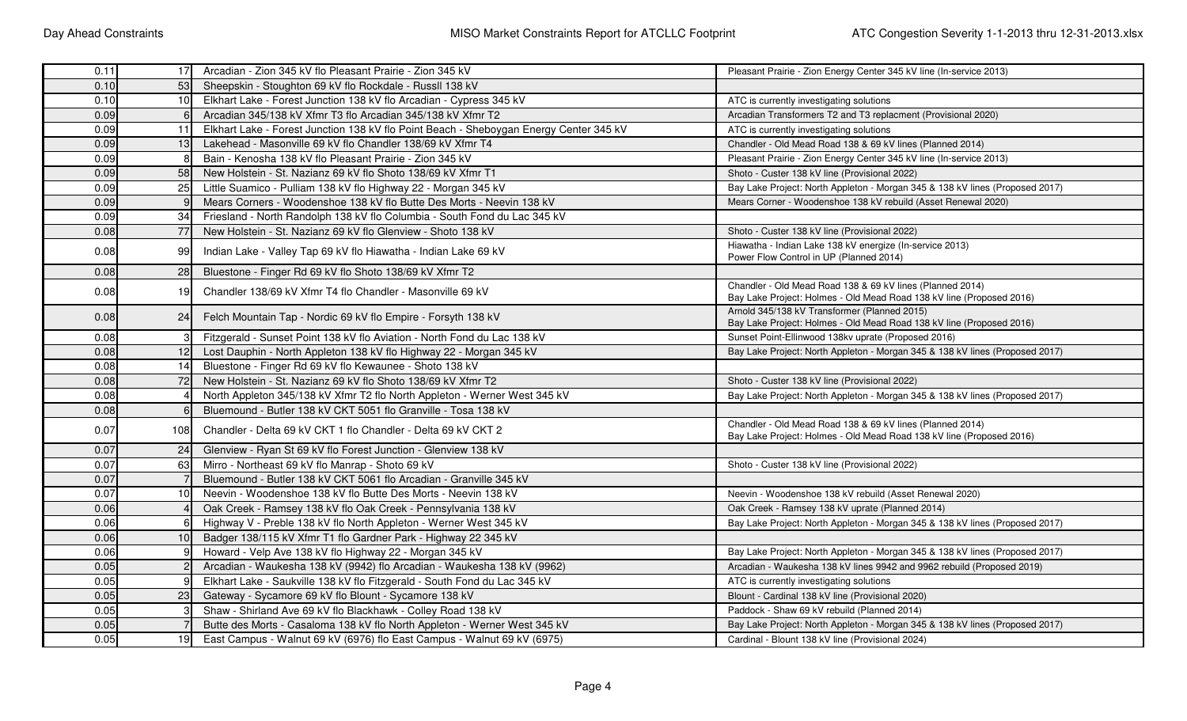| | | | |
|---|---|---|---|
| 0.11 | 17 | Arcadian - Zion 345 kV flo Pleasant Prairie - Zion 345 kV | Pleasant Prairie - Zion Energy Center 345 kV line (In-service 2013) |
| 0.10 | 53 | Sheepskin - Stoughton 69 kV flo Rockdale - Russll 138 kV | |
| 0.10 | 10 | Elkhart Lake - Forest Junction 138 kV flo Arcadian - Cypress 345 kV | ATC is currently investigating solutions |
| 0.09 | 6 | Arcadian 345/138 kV Xfmr T3 flo Arcadian 345/138 kV Xfmr T2 | Arcadian Transformers T2 and T3 replacment (Provisional 2020) |
| 0.09 | 11 | Elkhart Lake - Forest Junction 138 kV flo Point Beach - Sheboygan Energy Center 345 kV | ATC is currently investigating solutions |
| 0.09 | 13 | Lakehead - Masonville 69 kV flo Chandler 138/69 kV Xfmr T4 | Chandler - Old Mead Road 138 & 69 kV lines (Planned 2014) |
| 0.09 | 8 | Bain - Kenosha 138 kV flo Pleasant Prairie - Zion 345 kV | Pleasant Prairie - Zion Energy Center 345 kV line (In-service 2013) |
| 0.09 | 58 | New Holstein - St. Nazianz 69 kV flo Shoto 138/69 kV Xfmr T1 | Shoto - Custer 138 kV line (Provisional 2022) |
| 0.09 | 25 | Little Suamico - Pulliam 138 kV flo Highway 22 - Morgan 345 kV | Bay Lake Project: North Appleton - Morgan 345 & 138 kV lines (Proposed 2017) |
| 0.09 | 9 | Mears Corners - Woodenshoe 138 kV flo Butte Des Morts - Neevin 138 kV | Mears Corner - Woodenshoe 138 kV rebuild (Asset Renewal 2020) |
| 0.09 | 34 | Friesland - North Randolph 138 kV flo Columbia - South Fond du Lac 345 kV | |
| 0.08 | 77 | New Holstein - St. Nazianz 69 kV flo Glenview - Shoto 138 kV | Shoto - Custer 138 kV line (Provisional 2022) |
| 0.08 | 99 | Indian Lake - Valley Tap 69 kV flo Hiawatha - Indian Lake 69 kV | Hiawatha - Indian Lake 138 kV energize (In-service 2013)<br>Power Flow Control in UP (Planned 2014) |
| 0.08 | 28 | Bluestone - Finger Rd 69 kV flo Shoto 138/69 kV Xfmr T2 | |
| 0.08 | 19 | Chandler 138/69 kV Xfmr T4 flo Chandler - Masonville 69 kV | Chandler - Old Mead Road 138 & 69 kV lines (Planned 2014)<br>Bay Lake Project: Holmes - Old Mead Road 138 kV line (Proposed 2016) |
| 0.08 | 24 | Felch Mountain Tap - Nordic 69 kV flo Empire - Forsyth 138 kV | Arnold 345/138 kV Transformer (Planned 2015)<br>Bay Lake Project: Holmes - Old Mead Road 138 kV line (Proposed 2016) |
| 0.08 | 3 | Fitzgerald - Sunset Point 138 kV flo Aviation - North Fond du Lac 138 kV | Sunset Point-Ellinwood 138kv uprate (Proposed 2016) |
| 0.08 | 12 | Lost Dauphin - North Appleton 138 kV flo Highway 22 - Morgan 345 kV | Bay Lake Project: North Appleton - Morgan 345 & 138 kV lines (Proposed 2017) |
| 0.08 | 14 | Bluestone - Finger Rd 69 kV flo Kewaunee - Shoto 138 kV | |
| 0.08 | 72 | New Holstein - St. Nazianz 69 kV flo Shoto 138/69 kV Xfmr T2 | Shoto - Custer 138 kV line (Provisional 2022) |
| 0.08 | 4 | North Appleton 345/138 kV Xfmr T2 flo North Appleton - Werner West 345 kV | Bay Lake Project: North Appleton - Morgan 345 & 138 kV lines (Proposed 2017) |
| 0.08 | 6 | Bluemound - Butler 138 kV CKT 5051 flo Granville - Tosa 138 kV | |
| 0.07 | 108 | Chandler - Delta 69 kV CKT 1 flo Chandler - Delta 69 kV CKT 2 | Chandler - Old Mead Road 138 & 69 kV lines (Planned 2014)<br>Bay Lake Project: Holmes - Old Mead Road 138 kV line (Proposed 2016) |
| 0.07 | 24 | Glenview - Ryan St 69 kV flo Forest Junction - Glenview 138 kV | |
| 0.07 | 63 | Mirro - Northeast 69 kV flo Manrap - Shoto 69 kV | Shoto - Custer 138 kV line (Provisional 2022) |
| 0.07 | 7 | Bluemound - Butler 138 kV CKT 5061 flo Arcadian - Granville 345 kV | |
| 0.07 | 10 | Neevin - Woodenshoe 138 kV flo Butte Des Morts - Neevin 138 kV | Neevin - Woodenshoe 138 kV rebuild (Asset Renewal 2020) |
| 0.06 | 4 | Oak Creek - Ramsey 138 kV flo Oak Creek - Pennsylvania 138 kV | Oak Creek - Ramsey 138 kV uprate (Planned 2014) |
| 0.06 | 6 | Highway V - Preble 138 kV flo North Appleton - Werner West 345 kV | Bay Lake Project: North Appleton - Morgan 345 & 138 kV lines (Proposed 2017) |
| 0.06 | 10 | Badger 138/115 kV Xfmr T1 flo Gardner Park - Highway 22 345 kV | |
| 0.06 | 9 | Howard - Velp Ave 138 kV flo Highway 22 - Morgan 345 kV | Bay Lake Project: North Appleton - Morgan 345 & 138 kV lines (Proposed 2017) |
| 0.05 | 2 | Arcadian - Waukesha 138 kV (9942) flo Arcadian - Waukesha 138 kV (9962) | Arcadian - Waukesha 138 kV lines 9942 and 9962 rebuild (Proposed 2019) |
| 0.05 | 9 | Elkhart Lake - Saukville 138 kV flo Fitzgerald - South Fond du Lac 345 kV | ATC is currently investigating solutions |
| 0.05 | 23 | Gateway - Sycamore 69 kV flo Blount - Sycamore 138 kV | Blount - Cardinal 138 kV line (Provisional 2020) |
| 0.05 | 3 | Shaw - Shirland Ave 69 kV flo Blackhawk - Colley Road 138 kV | Paddock - Shaw 69 kV rebuild (Planned 2014) |
| 0.05 | 7 | Butte des Morts - Casaloma 138 kV flo North Appleton - Werner West 345 kV | Bay Lake Project: North Appleton - Morgan 345 & 138 kV lines (Proposed 2017) |
| 0.05 | 19 | East Campus - Walnut 69 kV (6976) flo East Campus - Walnut 69 kV (6975) | Cardinal - Blount 138 kV line (Provisional 2024) |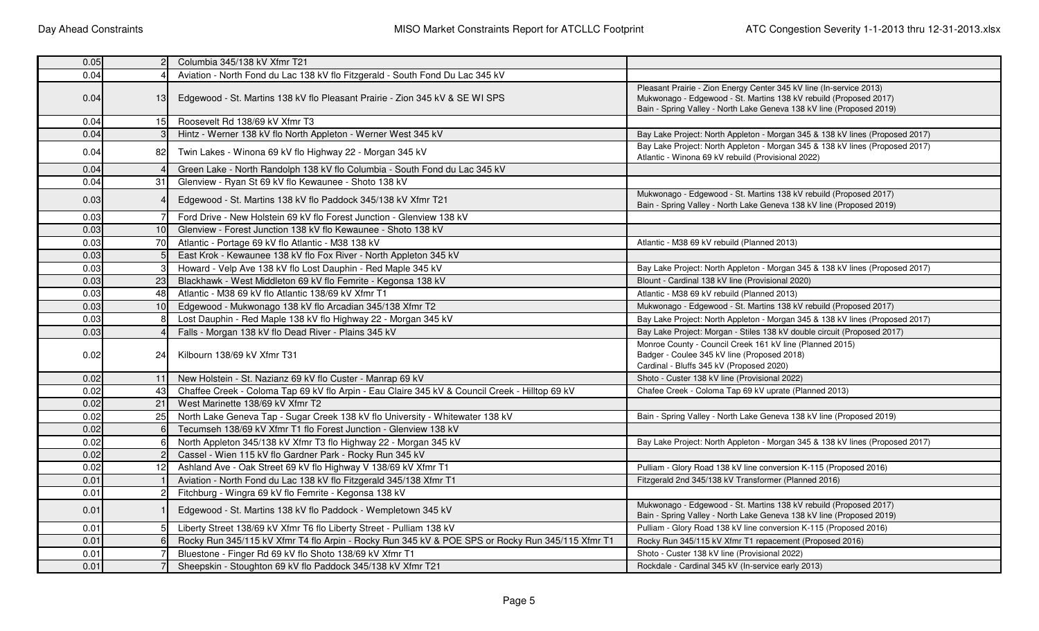| | | | |
|---|---|---|---|
| 0.05 | 2 | Columbia 345/138 kV Xfmr T21 | |
| 0.04 | 4 | Aviation - North Fond du Lac 138 kV flo Fitzgerald - South Fond Du Lac 345 kV | |
| 0.04 | 13 | Edgewood - St. Martins 138 kV flo Pleasant Prairie - Zion 345 kV & SE WI SPS | Pleasant Prairie - Zion Energy Center 345 kV line (In-service 2013)<br>Mukwonago - Edgewood - St. Martins 138 kV rebuild (Proposed 2017)<br>Bain - Spring Valley - North Lake Geneva 138 kV line (Proposed 2019) |
| 0.04 | 15 | Roosevelt Rd 138/69 kV Xfmr T3 | |
| 0.04 | 3 | Hintz - Werner 138 kV flo North Appleton - Werner West 345 kV | Bay Lake Project: North Appleton - Morgan 345 & 138 kV lines (Proposed 2017) |
| 0.04 | 82 | Twin Lakes - Winona 69 kV flo Highway 22 - Morgan 345 kV | Bay Lake Project: North Appleton - Morgan 345 & 138 kV lines (Proposed 2017)<br>Atlantic - Winona 69 kV rebuild (Provisional 2022) |
| 0.04 | 4 | Green Lake - North Randolph 138 kV flo Columbia - South Fond du Lac 345 kV | |
| 0.04 | 31 | Glenview - Ryan St 69 kV flo Kewaunee - Shoto 138 kV | |
| 0.03 | 4 | Edgewood - St. Martins 138 kV flo Paddock 345/138 kV Xfmr T21 | Mukwonago - Edgewood - St. Martins 138 kV rebuild (Proposed 2017)<br>Bain - Spring Valley - North Lake Geneva 138 kV line (Proposed 2019) |
| 0.03 | 7 | Ford Drive - New Holstein 69 kV flo Forest Junction - Glenview 138 kV | |
| 0.03 | 10 | Glenview - Forest Junction 138 kV flo Kewaunee - Shoto 138 kV | |
| 0.03 | 70 | Atlantic - Portage 69 kV flo Atlantic - M38 138 kV | Atlantic - M38 69 kV rebuild (Planned 2013) |
| 0.03 | 5 | East Krok - Kewaunee 138 kV flo Fox River - North Appleton 345 kV | |
| 0.03 | 3 | Howard - Velp Ave 138 kV flo Lost Dauphin - Red Maple 345 kV | Bay Lake Project: North Appleton - Morgan 345 & 138 kV lines (Proposed 2017) |
| 0.03 | 23 | Blackhawk - West Middleton 69 kV flo Femrite - Kegonsa 138 kV | Blount - Cardinal 138 kV line (Provisional 2020) |
| 0.03 | 48 | Atlantic - M38 69 kV flo Atlantic 138/69 kV Xfmr T1 | Atlantic - M38 69 kV rebuild (Planned 2013) |
| 0.03 | 10 | Edgewood - Mukwonago 138 kV flo Arcadian 345/138 Xfmr T2 | Mukwonago - Edgewood - St. Martins 138 kV rebuild (Proposed 2017) |
| 0.03 | 8 | Lost Dauphin - Red Maple 138 kV flo Highway 22 - Morgan 345 kV | Bay Lake Project: North Appleton - Morgan 345 & 138 kV lines (Proposed 2017) |
| 0.03 | 4 | Falls - Morgan 138 kV flo Dead River - Plains 345 kV | Bay Lake Project: Morgan - Stiles 138 kV double circuit (Proposed 2017) |
| 0.02 | 24 | Kilbourn 138/69 kV Xfmr T31 | Monroe County - Council Creek 161 kV line (Planned 2015)<br>Badger - Coulee 345 kV line (Proposed 2018)<br>Cardinal - Bluffs 345 kV (Proposed 2020) |
| 0.02 | 11 | New Holstein - St. Nazianz 69 kV flo Custer - Manrap 69 kV | Shoto - Custer 138 kV line (Provisional 2022) |
| 0.02 | 43 | Chaffee Creek - Coloma Tap 69 kV flo Arpin - Eau Claire 345 kV & Council Creek - Hilltop 69 kV | Chafee Creek - Coloma Tap 69 kV uprate (Planned 2013) |
| 0.02 | 21 | West Marinette 138/69 kV Xfmr T2 | |
| 0.02 | 25 | North Lake Geneva Tap - Sugar Creek 138 kV flo University - Whitewater 138 kV | Bain - Spring Valley - North Lake Geneva 138 kV line (Proposed 2019) |
| 0.02 | 6 | Tecumseh 138/69 kV Xfmr T1 flo Forest Junction - Glenview 138 kV | |
| 0.02 | 6 | North Appleton 345/138 kV Xfmr T3 flo Highway 22 - Morgan 345 kV | Bay Lake Project: North Appleton - Morgan 345 & 138 kV lines (Proposed 2017) |
| 0.02 | 2 | Cassel - Wien 115 kV flo Gardner Park - Rocky Run 345 kV | |
| 0.02 | 12 | Ashland Ave - Oak Street 69 kV flo Highway V 138/69 kV Xfmr T1 | Pulliam - Glory Road 138 kV line conversion K-115 (Proposed 2016) |
| 0.01 | 1 | Aviation - North Fond du Lac 138 kV flo Fitzgerald 345/138 Xfmr T1 | Fitzgerald 2nd 345/138 kV Transformer (Planned 2016) |
| 0.01 | 2 | Fitchburg - Wingra 69 kV flo Femrite - Kegonsa 138 kV | |
| 0.01 | 1 | Edgewood - St. Martins 138 kV flo Paddock - Wempletown 345 kV | Mukwonago - Edgewood - St. Martins 138 kV rebuild (Proposed 2017)<br>Bain - Spring Valley - North Lake Geneva 138 kV line (Proposed 2019) |
| 0.01 | 5 | Liberty Street 138/69 kV Xfmr T6 flo Liberty Street - Pulliam 138 kV | Pulliam - Glory Road 138 kV line conversion K-115 (Proposed 2016) |
| 0.01 | 6 | Rocky Run 345/115 kV Xfmr T4 flo Arpin - Rocky Run 345 kV & POE SPS or Rocky Run 345/115 kV Xfmr T1 | Rocky Run 345/115 kV Xfmr T1 repacement (Proposed 2016) |
| 0.01 | 7 | Bluestone - Finger Rd 69 kV flo Shoto 138/69 kV Xfmr T1 | Shoto - Custer 138 kV line (Provisional 2022) |
| 0.01 | 7 | Sheepskin - Stoughton 69 kV flo Paddock 345/138 kV Xfmr T21 | Rockdale - Cardinal 345 kV (In-service early 2013) |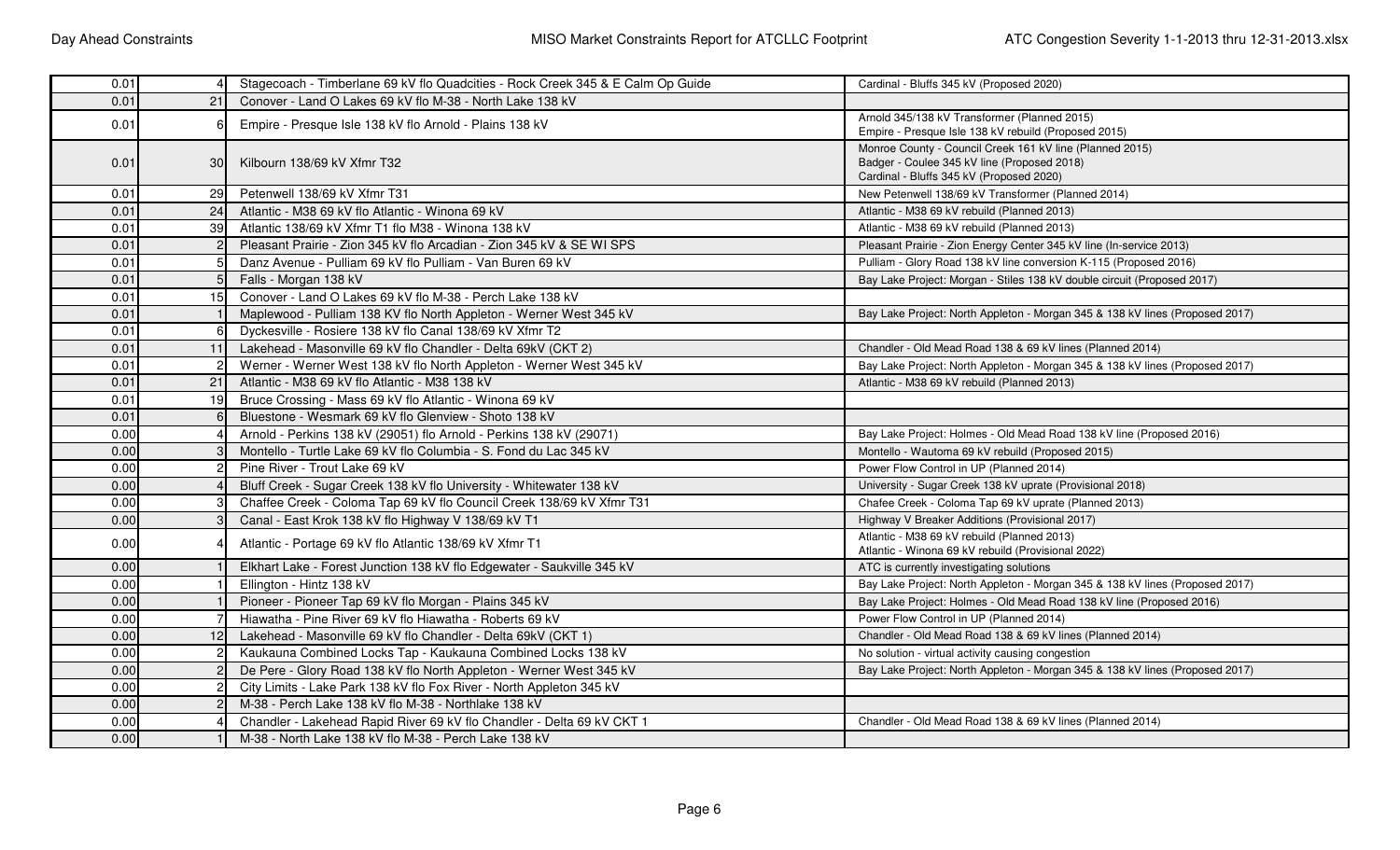| | | | |
|---|---|---|---|
| 0.01 | 4 | Stagecoach - Timberlane 69 kV flo Quadcities - Rock Creek 345 & E Calm Op Guide | Cardinal - Bluffs 345 kV (Proposed 2020) |
| 0.01 | 21 | Conover - Land O Lakes 69 kV flo M-38 - North Lake 138 kV | |
| 0.01 | 6 | Empire - Presque Isle 138 kV flo Arnold - Plains 138 kV | Arnold 345/138 kV Transformer (Planned 2015)<br>Empire - Presque Isle 138 kV rebuild (Proposed 2015) |
| 0.01 | 30 | Kilbourn 138/69 kV Xfmr T32 | Monroe County - Council Creek 161 kV line (Planned 2015)<br>Badger - Coulee 345 kV line (Proposed 2018)<br>Cardinal - Bluffs 345 kV (Proposed 2020) |
| 0.01 | 29 | Petenwell 138/69 kV Xfmr T31 | New Petenwell 138/69 kV Transformer (Planned 2014) |
| 0.01 | 24 | Atlantic - M38 69 kV flo Atlantic - Winona 69 kV | Atlantic - M38 69 kV rebuild (Planned 2013) |
| 0.01 | 39 | Atlantic 138/69 kV Xfmr T1 flo M38 - Winona 138 kV | Atlantic - M38 69 kV rebuild (Planned 2013) |
| 0.01 | 2 | Pleasant Prairie - Zion 345 kV flo Arcadian - Zion 345 kV & SE WI SPS | Pleasant Prairie - Zion Energy Center 345 kV line (In-service 2013) |
| 0.01 | 5 | Danz Avenue - Pulliam 69 kV flo Pulliam - Van Buren 69 kV | Pulliam - Glory Road 138 kV line conversion K-115 (Proposed 2016) |
| 0.01 | 5 | Falls - Morgan 138 kV | Bay Lake Project: Morgan - Stiles 138 kV double circuit (Proposed 2017) |
| 0.01 | 15 | Conover - Land O Lakes 69 kV flo M-38 - Perch Lake 138 kV | |
| 0.01 | 1 | Maplewood - Pulliam 138 KV flo North Appleton - Werner West 345 kV | Bay Lake Project: North Appleton - Morgan 345 & 138 kV lines (Proposed 2017) |
| 0.01 | 6 | Dyckesville - Rosiere 138 kV flo Canal 138/69 kV Xfmr T2 | |
| 0.01 | 11 | Lakehead - Masonville 69 kV flo Chandler - Delta 69kV (CKT 2) | Chandler - Old Mead Road 138 & 69 kV lines (Planned 2014) |
| 0.01 | 2 | Werner - Werner West 138 kV flo North Appleton - Werner West 345 kV | Bay Lake Project: North Appleton - Morgan 345 & 138 kV lines (Proposed 2017) |
| 0.01 | 21 | Atlantic - M38 69 kV flo Atlantic - M38 138 kV | Atlantic - M38 69 kV rebuild (Planned 2013) |
| 0.01 | 19 | Bruce Crossing - Mass 69 kV flo Atlantic - Winona 69 kV | |
| 0.01 | 6 | Bluestone - Wesmark 69 kV flo Glenview - Shoto 138 kV | |
| 0.00 | 4 | Arnold - Perkins 138 kV (29051) flo Arnold - Perkins 138 kV (29071) | Bay Lake Project: Holmes - Old Mead Road 138 kV line (Proposed 2016) |
| 0.00 | 3 | Montello - Turtle Lake 69 kV flo Columbia - S. Fond du Lac 345 kV | Montello - Wautoma 69 kV rebuild (Proposed 2015) |
| 0.00 | 2 | Pine River - Trout Lake 69 kV | Power Flow Control in UP (Planned 2014) |
| 0.00 | 4 | Bluff Creek - Sugar Creek 138 kV flo University - Whitewater 138 kV | University - Sugar Creek 138 kV uprate (Provisional 2018) |
| 0.00 | 3 | Chaffee Creek - Coloma Tap 69 kV flo Council Creek 138/69 kV Xfmr T31 | Chafee Creek - Coloma Tap 69 kV uprate (Planned 2013) |
| 0.00 | 3 | Canal - East Krok 138 kV flo Highway V 138/69 kV T1 | Highway V Breaker Additions (Provisional 2017) |
| 0.00 | 4 | Atlantic - Portage 69 kV flo Atlantic 138/69 kV Xfmr T1 | Atlantic - M38 69 kV rebuild (Planned 2013)<br>Atlantic - Winona 69 kV rebuild (Provisional 2022) |
| 0.00 | 1 | Elkhart Lake - Forest Junction 138 kV flo Edgewater - Saukville 345 kV | ATC is currently investigating solutions |
| 0.00 | 1 | Ellington - Hintz 138 kV | Bay Lake Project: North Appleton - Morgan 345 & 138 kV lines (Proposed 2017) |
| 0.00 | 1 | Pioneer - Pioneer Tap 69 kV flo Morgan - Plains 345 kV | Bay Lake Project: Holmes - Old Mead Road 138 kV line (Proposed 2016) |
| 0.00 | 7 | Hiawatha - Pine River 69 kV flo Hiawatha - Roberts 69 kV | Power Flow Control in UP (Planned 2014) |
| 0.00 | 12 | Lakehead - Masonville 69 kV flo Chandler - Delta 69kV (CKT 1) | Chandler - Old Mead Road 138 & 69 kV lines (Planned 2014) |
| 0.00 | 2 | Kaukauna Combined Locks Tap - Kaukauna Combined Locks 138 kV | No solution - virtual activity causing congestion |
| 0.00 | 2 | De Pere - Glory Road 138 kV flo North Appleton - Werner West 345 kV | Bay Lake Project: North Appleton - Morgan 345 & 138 kV lines (Proposed 2017) |
| 0.00 | 2 | City Limits - Lake Park 138 kV flo Fox River - North Appleton 345 kV | |
| 0.00 | 2 | M-38 - Perch Lake 138 kV flo M-38 - Northlake 138 kV | |
| 0.00 | 4 | Chandler - Lakehead Rapid River 69 kV flo Chandler - Delta 69 kV CKT 1 | Chandler - Old Mead Road 138 & 69 kV lines (Planned 2014) |
| 0.00 | 1 | M-38 - North Lake 138 kV flo M-38 - Perch Lake 138 kV | |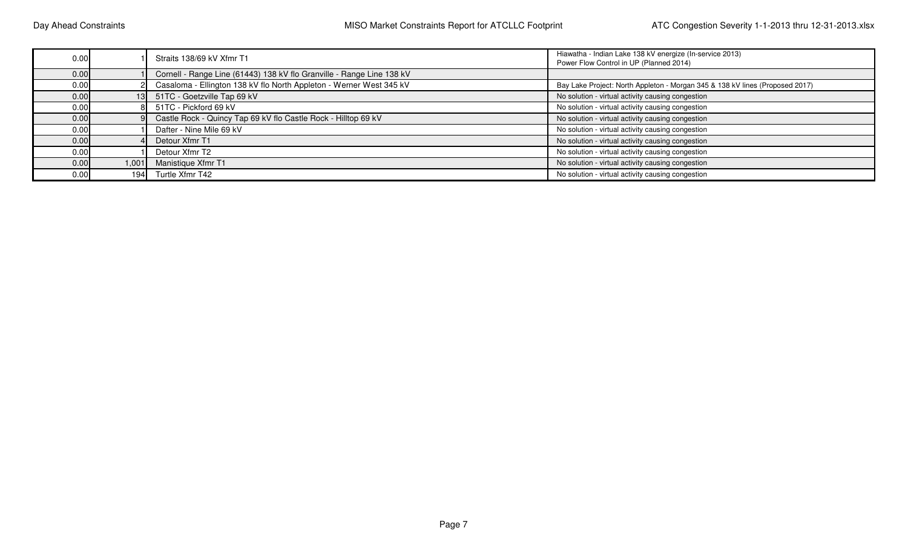| | | | |
|---|---|---|---|
| 0.00 | 1 | Straits 138/69 kV Xfmr T1 | Hiawatha - Indian Lake 138 kV energize (In-service 2013)<br>Power Flow Control in UP (Planned 2014) |
| 0.00 | 1 | Cornell - Range Line (61443) 138 kV flo Granville - Range Line 138 kV | |
| 0.00 | 2 | Casaloma - Ellington 138 kV flo North Appleton - Werner West 345 kV | Bay Lake Project: North Appleton - Morgan 345 & 138 kV lines (Proposed 2017) |
| 0.00 | 13 | 51TC - Goetzville Tap 69 kV | No solution - virtual activity causing congestion |
| 0.00 | 8 | 51TC - Pickford 69 kV | No solution - virtual activity causing congestion |
| 0.00 | 9 | Castle Rock - Quincy Tap 69 kV flo Castle Rock - Hilltop 69 kV | No solution - virtual activity causing congestion |
| 0.00 | 1 | Dafter - Nine Mile 69 kV | No solution - virtual activity causing congestion |
| 0.00 | 4 | Detour Xfmr T1 | No solution - virtual activity causing congestion |
| 0.00 | 1 | Detour Xfmr T2 | No solution - virtual activity causing congestion |
| 0.00 | 1,001 | Manistique Xfmr T1 | No solution - virtual activity causing congestion |
| 0.00 | 194 | Turtle Xfmr T42 | No solution - virtual activity causing congestion |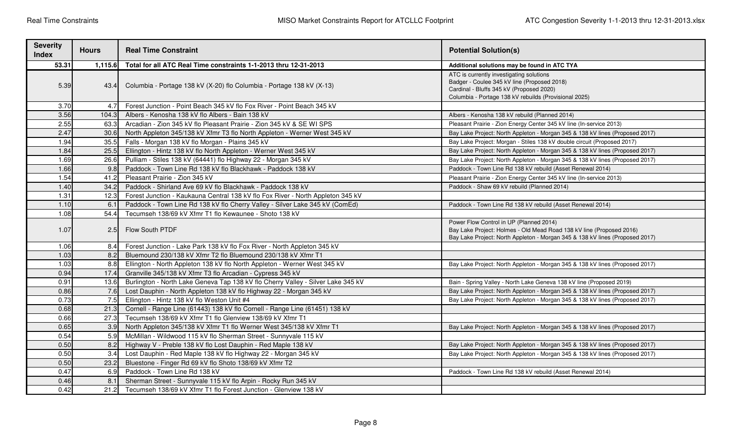| Severity Index | Hours | Real Time Constraint | Potential Solution(s) |
|---|---|---|---|
| **53.31** | **1,115.6** | **Total for all ATC Real Time constraints 1-1-2013 thru 12-31-2013** | **Additional solutions may be found in ATC TYA** |
| 5.39 | 43.4 | Columbia - Portage 138 kV (X-20) flo Columbia - Portage 138 kV (X-13) | ATC is currently investigating solutions<br>Badger - Coulee 345 kV line (Proposed 2018)<br>Cardinal - Bluffs 345 kV (Proposed 2020)<br>Columbia - Portage 138 kV rebuilds (Provisional 2025) |
| 3.70 | 4.7 | Forest Junction - Point Beach 345 kV flo Fox River - Point Beach 345 kV | |
| 3.56 | 104.3 | Albers - Kenosha 138 kV flo Albers - Bain 138 kV | Albers - Kenosha 138 kV rebuild (Planned 2014) |
| 2.55 | 63.3 | Arcadian - Zion 345 kV flo Pleasant Prairie - Zion 345 kV & SE WI SPS | Pleasant Prairie - Zion Energy Center 345 kV line (In-service 2013) |
| 2.47 | 30.6 | North Appleton 345/138 kV Xfmr T3 flo North Appleton - Werner West 345 kV | Bay Lake Project: North Appleton - Morgan 345 & 138 kV lines (Proposed 2017) |
| 1.94 | 35.5 | Falls - Morgan 138 kV flo Morgan - Plains 345 kV | Bay Lake Project: Morgan - Stiles 138 kV double circuit (Proposed 2017) |
| 1.84 | 25.5 | Ellington - Hintz 138 kV flo North Appleton - Werner West 345 kV | Bay Lake Project: North Appleton - Morgan 345 & 138 kV lines (Proposed 2017) |
| 1.69 | 26.6 | Pulliam - Stiles 138 kV (64441) flo Highway 22 - Morgan 345 kV | Bay Lake Project: North Appleton - Morgan 345 & 138 kV lines (Proposed 2017) |
| 1.66 | 9.8 | Paddock - Town Line Rd 138 kV flo Blackhawk - Paddock 138 kV | Paddock - Town Line Rd 138 kV rebuild (Asset Renewal 2014) |
| 1.54 | 41.2 | Pleasant Prairie - Zion 345 kV | Pleasant Prairie - Zion Energy Center 345 kV line (In-service 2013) |
| 1.40 | 34.2 | Paddock - Shirland Ave 69 kV flo Blackhawk - Paddock 138 kV | Paddock - Shaw 69 kV rebuild (Planned 2014) |
| 1.31 | 12.3 | Forest Junction - Kaukauna Central 138 kV flo Fox River - North Appleton 345 kV | |
| 1.10 | 6.1 | Paddock - Town Line Rd 138 kV flo Cherry Valley - Silver Lake 345 kV (ComEd) | Paddock - Town Line Rd 138 kV rebuild (Asset Renewal 2014) |
| 1.08 | 54.4 | Tecumseh 138/69 kV Xfmr T1 flo Kewaunee - Shoto 138 kV | |
| 1.07 | 2.5 | Flow South PTDF | Power Flow Control in UP (Planned 2014)<br>Bay Lake Project: Holmes - Old Mead Road 138 kV line (Proposed 2016)<br>Bay Lake Project: North Appleton - Morgan 345 & 138 kV lines (Proposed 2017) |
| 1.06 | 8.4 | Forest Junction - Lake Park 138 kV flo Fox River - North Appleton 345 kV | |
| 1.03 | 8.2 | Bluemound 230/138 kV Xfmr T2 flo Bluemound 230/138 kV Xfmr T1 | |
| 1.03 | 8.8 | Ellington - North Appleton 138 kV flo North Appleton - Werner West 345 kV | Bay Lake Project: North Appleton - Morgan 345 & 138 kV lines (Proposed 2017) |
| 0.94 | 17.4 | Granville 345/138 kV Xfmr T3 flo Arcadian - Cypress 345 kV | |
| 0.91 | 13.6 | Burlington - North Lake Geneva Tap 138 kV flo Cherry Valley - Silver Lake 345 kV | Bain - Spring Valley - North Lake Geneva 138 kV line (Proposed 2019) |
| 0.86 | 7.6 | Lost Dauphin - North Appleton 138 kV flo Highway 22 - Morgan 345 kV | Bay Lake Project: North Appleton - Morgan 345 & 138 kV lines (Proposed 2017) |
| 0.73 | 7.5 | Ellington - Hintz 138 kV flo Weston Unit #4 | Bay Lake Project: North Appleton - Morgan 345 & 138 kV lines (Proposed 2017) |
| 0.68 | 21.3 | Cornell - Range Line (61443) 138 kV flo Cornell - Range Line (61451) 138 kV | |
| 0.66 | 27.3 | Tecumseh 138/69 kV Xfmr T1 flo Glenview 138/69 kV Xfmr T1 | |
| 0.65 | 3.9 | North Appleton 345/138 kV Xfmr T1 flo Werner West 345/138 kV Xfmr T1 | Bay Lake Project: North Appleton - Morgan 345 & 138 kV lines (Proposed 2017) |
| 0.54 | 5.9 | McMillan - Wildwood 115 kV flo Sherman Street - Sunnyvale 115 kV | |
| 0.50 | 8.2 | Highway V - Preble 138 kV flo Lost Dauphin - Red Maple 138 kV | Bay Lake Project: North Appleton - Morgan 345 & 138 kV lines (Proposed 2017) |
| 0.50 | 3.4 | Lost Dauphin - Red Maple 138 kV flo Highway 22 - Morgan 345 kV | Bay Lake Project: North Appleton - Morgan 345 & 138 kV lines (Proposed 2017) |
| 0.50 | 23.2 | Bluestone - Finger Rd 69 kV flo Shoto 138/69 kV Xfmr T2 | |
| 0.47 | 6.9 | Paddock - Town Line Rd 138 kV | Paddock - Town Line Rd 138 kV rebuild (Asset Renewal 2014) |
| 0.46 | 8.1 | Sherman Street - Sunnyvale 115 kV flo Arpin - Rocky Run 345 kV | |
| 0.42 | 21.2 | Tecumseh 138/69 kV Xfmr T1 flo Forest Junction - Glenview 138 kV | |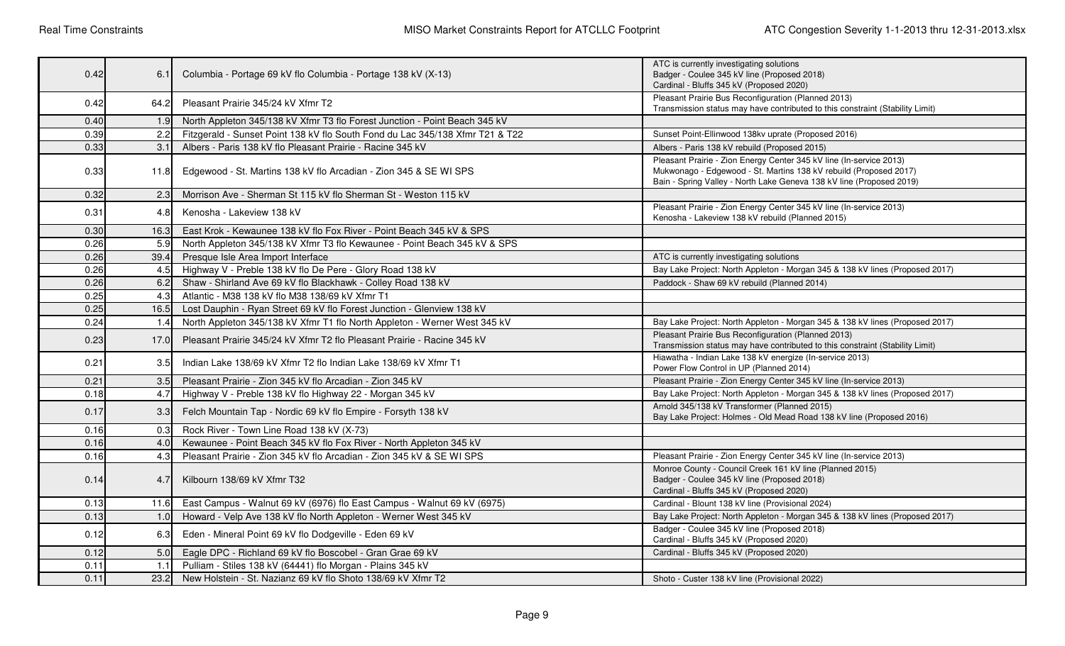| | | | |
|---|---|---|---|
| 0.42 | 6.1 | Columbia - Portage 69 kV flo Columbia - Portage 138 kV (X-13) | ATC is currently investigating solutions<br>Badger - Coulee 345 kV line (Proposed 2018)<br>Cardinal - Bluffs 345 kV (Proposed 2020) |
| 0.42 | 64.2 | Pleasant Prairie 345/24 kV Xfmr T2 | Pleasant Prairie Bus Reconfiguration (Planned 2013)<br>Transmission status may have contributed to this constraint (Stability Limit) |
| 0.40 | 1.9 | North Appleton 345/138 kV Xfmr T3 flo Forest Junction - Point Beach 345 kV | |
| 0.39 | 2.2 | Fitzgerald - Sunset Point 138 kV flo South Fond du Lac 345/138 Xfmr T21 & T22 | Sunset Point-Ellinwood 138kv uprate (Proposed 2016) |
| 0.33 | 3.1 | Albers - Paris 138 kV flo Pleasant Prairie - Racine 345 kV | Albers - Paris 138 kV rebuild (Proposed 2015) |
| 0.33 | 11.8 | Edgewood - St. Martins 138 kV flo Arcadian - Zion 345 & SE WI SPS | Pleasant Prairie - Zion Energy Center 345 kV line (In-service 2013)<br>Mukwonago - Edgewood - St. Martins 138 kV rebuild (Proposed 2017)<br>Bain - Spring Valley - North Lake Geneva 138 kV line (Proposed 2019) |
| 0.32 | 2.3 | Morrison Ave - Sherman St 115 kV flo Sherman St - Weston 115 kV | |
| 0.31 | 4.8 | Kenosha - Lakeview 138 kV | Pleasant Prairie - Zion Energy Center 345 kV line (In-service 2013)<br>Kenosha - Lakeview 138 kV rebuild (Planned 2015) |
| 0.30 | 16.3 | East Krok - Kewaunee 138 kV flo Fox River - Point Beach 345 kV & SPS | |
| 0.26 | 5.9 | North Appleton 345/138 kV Xfmr T3 flo Kewaunee - Point Beach 345 kV & SPS | |
| 0.26 | 39.4 | Presque Isle Area Import Interface | ATC is currently investigating solutions |
| 0.26 | 4.5 | Highway V - Preble 138 kV flo De Pere - Glory Road 138 kV | Bay Lake Project: North Appleton - Morgan 345 & 138 kV lines (Proposed 2017) |
| 0.26 | 6.2 | Shaw - Shirland Ave 69 kV flo Blackhawk - Colley Road 138 kV | Paddock - Shaw 69 kV rebuild (Planned 2014) |
| 0.25 | 4.3 | Atlantic - M38 138 kV flo M38 138/69 kV Xfmr T1 | |
| 0.25 | 16.5 | Lost Dauphin - Ryan Street 69 kV flo Forest Junction - Glenview 138 kV | |
| 0.24 | 1.4 | North Appleton 345/138 kV Xfmr T1 flo North Appleton - Werner West 345 kV | Bay Lake Project: North Appleton - Morgan 345 & 138 kV lines (Proposed 2017) |
| 0.23 | 17.0 | Pleasant Prairie 345/24 kV Xfmr T2 flo Pleasant Prairie - Racine 345 kV | Pleasant Prairie Bus Reconfiguration (Planned 2013)<br>Transmission status may have contributed to this constraint (Stability Limit) |
| 0.21 | 3.5 | Indian Lake 138/69 kV Xfmr T2 flo Indian Lake 138/69 kV Xfmr T1 | Hiawatha - Indian Lake 138 kV energize (In-service 2013)<br>Power Flow Control in UP (Planned 2014) |
| 0.21 | 3.5 | Pleasant Prairie - Zion 345 kV flo Arcadian - Zion 345 kV | Pleasant Prairie - Zion Energy Center 345 kV line (In-service 2013) |
| 0.18 | 4.7 | Highway V - Preble 138 kV flo Highway 22 - Morgan 345 kV | Bay Lake Project: North Appleton - Morgan 345 & 138 kV lines (Proposed 2017) |
| 0.17 | 3.3 | Felch Mountain Tap - Nordic 69 kV flo Empire - Forsyth 138 kV | Arnold 345/138 kV Transformer (Planned 2015)<br>Bay Lake Project: Holmes - Old Mead Road 138 kV line (Proposed 2016) |
| 0.16 | 0.3 | Rock River - Town Line Road 138 kV (X-73) | |
| 0.16 | 4.0 | Kewaunee - Point Beach 345 kV flo Fox River - North Appleton 345 kV | |
| 0.16 | 4.3 | Pleasant Prairie - Zion 345 kV flo Arcadian - Zion 345 kV & SE WI SPS | Pleasant Prairie - Zion Energy Center 345 kV line (In-service 2013) |
| 0.14 | 4.7 | Kilbourn 138/69 kV Xfmr T32 | Monroe County - Council Creek 161 kV line (Planned 2015)<br>Badger - Coulee 345 kV line (Proposed 2018)<br>Cardinal - Bluffs 345 kV (Proposed 2020) |
| 0.13 | 11.6 | East Campus - Walnut 69 kV (6976) flo East Campus - Walnut 69 kV (6975) | Cardinal - Blount 138 kV line (Provisional 2024) |
| 0.13 | 1.0 | Howard - Velp Ave 138 kV flo North Appleton - Werner West 345 kV | Bay Lake Project: North Appleton - Morgan 345 & 138 kV lines (Proposed 2017) |
| 0.12 | 6.3 | Eden - Mineral Point 69 kV flo Dodgeville - Eden 69 kV | Badger - Coulee 345 kV line (Proposed 2018)<br>Cardinal - Bluffs 345 kV (Proposed 2020) |
| 0.12 | 5.0 | Eagle DPC - Richland 69 kV flo Boscobel - Gran Grae 69 kV | Cardinal - Bluffs 345 kV (Proposed 2020) |
| 0.11 | 1.1 | Pulliam - Stiles 138 kV (64441) flo Morgan - Plains 345 kV | |
| 0.11 | 23.2 | New Holstein - St. Nazianz 69 kV flo Shoto 138/69 kV Xfmr T2 | Shoto - Custer 138 kV line (Provisional 2022) |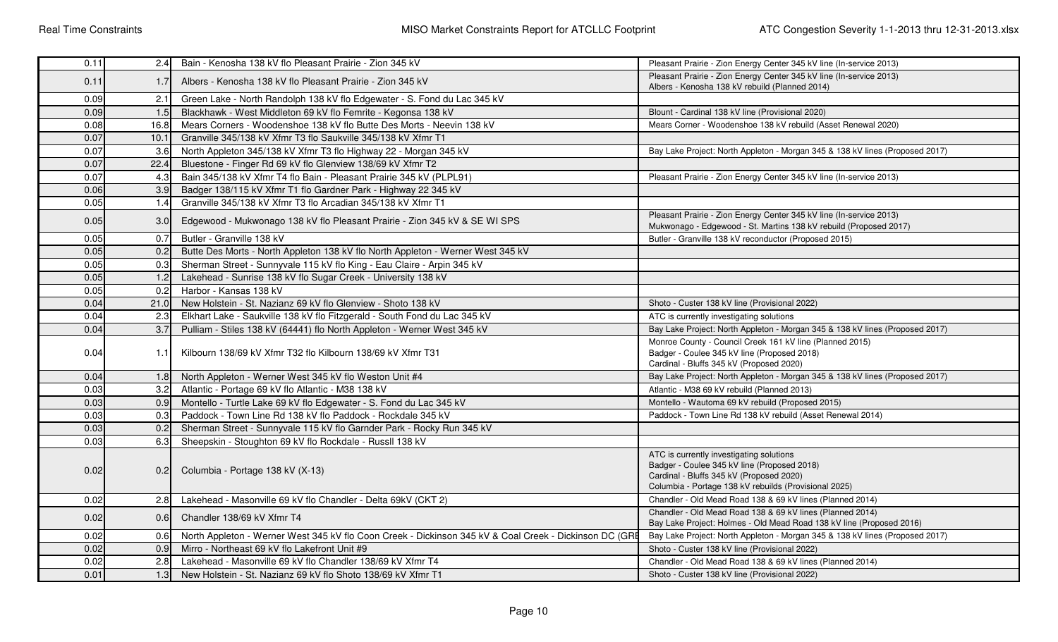| | | | |
|---|---|---|---|
| 0.11 | 2.4 | Bain - Kenosha 138 kV flo Pleasant Prairie - Zion 345 kV | Pleasant Prairie - Zion Energy Center 345 kV line (In-service 2013) |
| 0.11 | 1.7 | Albers - Kenosha 138 kV flo Pleasant Prairie - Zion 345 kV | Pleasant Prairie - Zion Energy Center 345 kV line (In-service 2013)<br>Albers - Kenosha 138 kV rebuild (Planned 2014) |
| 0.09 | 2.1 | Green Lake - North Randolph 138 kV flo Edgewater - S. Fond du Lac 345 kV | |
| 0.09 | 1.5 | Blackhawk - West Middleton 69 kV flo Femrite - Kegonsa 138 kV | Blount - Cardinal 138 kV line (Provisional 2020) |
| 0.08 | 16.8 | Mears Corners - Woodenshoe 138 kV flo Butte Des Morts - Neevin 138 kV | Mears Corner - Woodenshoe 138 kV rebuild (Asset Renewal 2020) |
| 0.07 | 10.1 | Granville 345/138 kV Xfmr T3 flo Saukville 345/138 kV Xfmr T1 | |
| 0.07 | 3.6 | North Appleton 345/138 kV Xfmr T3 flo Highway 22 - Morgan 345 kV | Bay Lake Project: North Appleton - Morgan 345 & 138 kV lines (Proposed 2017) |
| 0.07 | 22.4 | Bluestone - Finger Rd 69 kV flo Glenview 138/69 kV Xfmr T2 | |
| 0.07 | 4.3 | Bain 345/138 kV Xfmr T4 flo Bain - Pleasant Prairie 345 kV (PLPL91) | Pleasant Prairie - Zion Energy Center 345 kV line (In-service 2013) |
| 0.06 | 3.9 | Badger 138/115 kV Xfmr T1 flo Gardner Park - Highway 22 345 kV | |
| 0.05 | 1.4 | Granville 345/138 kV Xfmr T3 flo Arcadian 345/138 kV Xfmr T1 | |
| 0.05 | 3.0 | Edgewood - Mukwonago 138 kV flo Pleasant Prairie - Zion 345 kV & SE WI SPS | Pleasant Prairie - Zion Energy Center 345 kV line (In-service 2013)<br>Mukwonago - Edgewood - St. Martins 138 kV rebuild (Proposed 2017) |
| 0.05 | 0.7 | Butler - Granville 138 kV | Butler - Granville 138 kV reconductor (Proposed 2015) |
| 0.05 | 0.2 | Butte Des Morts - North Appleton 138 kV flo North Appleton - Werner West 345 kV | |
| 0.05 | 0.3 | Sherman Street - Sunnyvale 115 kV flo King - Eau Claire - Arpin 345 kV | |
| 0.05 | 1.2 | Lakehead - Sunrise 138 kV flo Sugar Creek - University 138 kV | |
| 0.05 | 0.2 | Harbor - Kansas 138 kV | |
| 0.04 | 21.0 | New Holstein - St. Nazianz 69 kV flo Glenview - Shoto 138 kV | Shoto - Custer 138 kV line (Provisional 2022) |
| 0.04 | 2.3 | Elkhart Lake - Saukville 138 kV flo Fitzgerald - South Fond du Lac 345 kV | ATC is currently investigating solutions |
| 0.04 | 3.7 | Pulliam - Stiles 138 kV (64441) flo North Appleton - Werner West 345 kV | Bay Lake Project: North Appleton - Morgan 345 & 138 kV lines (Proposed 2017) |
| 0.04 | 1.1 | Kilbourn 138/69 kV Xfmr T32 flo Kilbourn 138/69 kV Xfmr T31 | Monroe County - Council Creek 161 kV line (Planned 2015)<br>Badger - Coulee 345 kV line (Proposed 2018)<br>Cardinal - Bluffs 345 kV (Proposed 2020) |
| 0.04 | 1.8 | North Appleton - Werner West 345 kV flo Weston Unit #4 | Bay Lake Project: North Appleton - Morgan 345 & 138 kV lines (Proposed 2017) |
| 0.03 | 3.2 | Atlantic - Portage 69 kV flo Atlantic - M38 138 kV | Atlantic - M38 69 kV rebuild (Planned 2013) |
| 0.03 | 0.9 | Montello - Turtle Lake 69 kV flo Edgewater - S. Fond du Lac 345 kV | Montello - Wautoma 69 kV rebuild (Proposed 2015) |
| 0.03 | 0.3 | Paddock - Town Line Rd 138 kV flo Paddock - Rockdale 345 kV | Paddock - Town Line Rd 138 kV rebuild (Asset Renewal 2014) |
| 0.03 | 0.2 | Sherman Street - Sunnyvale 115 kV flo Garnder Park - Rocky Run 345 kV | |
| 0.03 | 6.3 | Sheepskin - Stoughton 69 kV flo Rockdale - Russll 138 kV | |
| 0.02 | 0.2 | Columbia - Portage 138 kV (X-13) | ATC is currently investigating solutions<br>Badger - Coulee 345 kV line (Proposed 2018)<br>Cardinal - Bluffs 345 kV (Proposed 2020)<br>Columbia - Portage 138 kV rebuilds (Provisional 2025) |
| 0.02 | 2.8 | Lakehead - Masonville 69 kV flo Chandler - Delta 69kV (CKT 2) | Chandler - Old Mead Road 138 & 69 kV lines (Planned 2014) |
| 0.02 | 0.6 | Chandler 138/69 kV Xfmr T4 | Chandler - Old Mead Road 138 & 69 kV lines (Planned 2014)<br>Bay Lake Project: Holmes - Old Mead Road 138 kV line (Proposed 2016) |
| 0.02 | 0.6 | North Appleton - Werner West 345 kV flo Coon Creek - Dickinson 345 kV & Coal Creek - Dickinson DC (GRE | Bay Lake Project: North Appleton - Morgan 345 & 138 kV lines (Proposed 2017) |
| 0.02 | 0.9 | Mirro - Northeast 69 kV flo Lakefront Unit #9 | Shoto - Custer 138 kV line (Provisional 2022) |
| 0.02 | 2.8 | Lakehead - Masonville 69 kV flo Chandler 138/69 kV Xfmr T4 | Chandler - Old Mead Road 138 & 69 kV lines (Planned 2014) |
| 0.01 | 1.3 | New Holstein - St. Nazianz 69 kV flo Shoto 138/69 kV Xfmr T1 | Shoto - Custer 138 kV line (Provisional 2022) |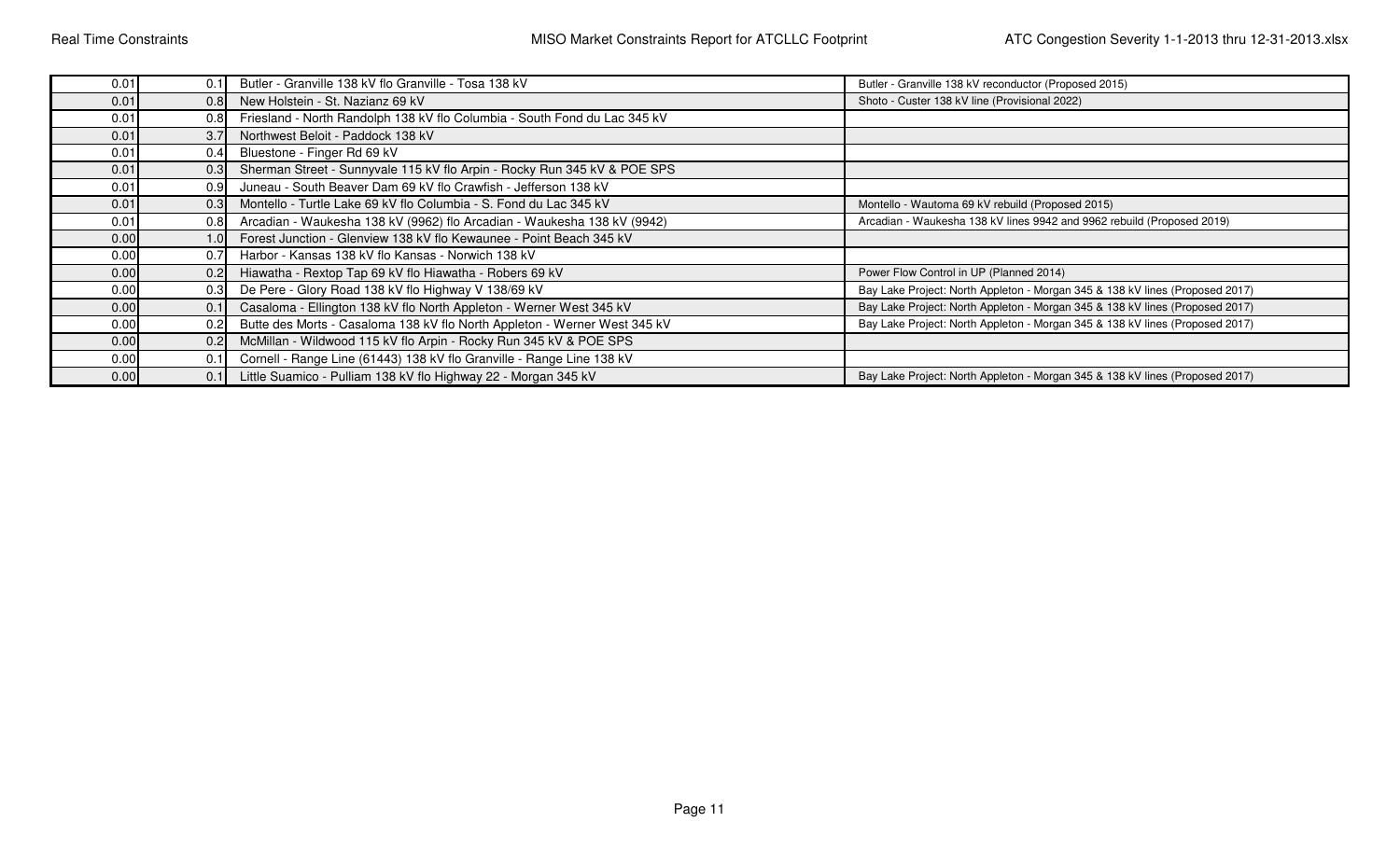| | | | |
|---|---|---|---|
| 0.01 | 0.1 | Butler - Granville 138 kV flo Granville - Tosa 138 kV | Butler - Granville 138 kV reconductor (Proposed 2015) |
| 0.01 | 0.8 | New Holstein - St. Nazianz 69 kV | Shoto - Custer 138 kV line (Provisional 2022) |
| 0.01 | 0.8 | Friesland - North Randolph 138 kV flo Columbia - South Fond du Lac 345 kV | |
| 0.01 | 3.7 | Northwest Beloit - Paddock 138 kV | |
| 0.01 | 0.4 | Bluestone - Finger Rd 69 kV | |
| 0.01 | 0.3 | Sherman Street - Sunnyvale 115 kV flo Arpin - Rocky Run 345 kV & POE SPS | |
| 0.01 | 0.9 | Juneau - South Beaver Dam 69 kV flo Crawfish - Jefferson 138 kV | |
| 0.01 | 0.3 | Montello - Turtle Lake 69 kV flo Columbia - S. Fond du Lac 345 kV | Montello - Wautoma 69 kV rebuild (Proposed 2015) |
| 0.01 | 0.8 | Arcadian - Waukesha 138 kV (9962) flo Arcadian - Waukesha 138 kV (9942) | Arcadian - Waukesha 138 kV lines 9942 and 9962 rebuild (Proposed 2019) |
| 0.00 | 1.0 | Forest Junction - Glenview 138 kV flo Kewaunee - Point Beach 345 kV | |
| 0.00 | 0.7 | Harbor - Kansas 138 kV flo Kansas - Norwich 138 kV | |
| 0.00 | 0.2 | Hiawatha - Rextop Tap 69 kV flo Hiawatha - Robers 69 kV | Power Flow Control in UP (Planned 2014) |
| 0.00 | 0.3 | De Pere - Glory Road 138 kV flo Highway V 138/69 kV | Bay Lake Project: North Appleton - Morgan 345 & 138 kV lines (Proposed 2017) |
| 0.00 | 0.1 | Casaloma - Ellington 138 kV flo North Appleton - Werner West 345 kV | Bay Lake Project: North Appleton - Morgan 345 & 138 kV lines (Proposed 2017) |
| 0.00 | 0.2 | Butte des Morts - Casaloma 138 kV flo North Appleton - Werner West 345 kV | Bay Lake Project: North Appleton - Morgan 345 & 138 kV lines (Proposed 2017) |
| 0.00 | 0.2 | McMillan - Wildwood 115 kV flo Arpin - Rocky Run 345 kV & POE SPS | |
| 0.00 | 0.1 | Cornell - Range Line (61443) 138 kV flo Granville - Range Line 138 kV | |
| 0.00 | 0.1 | Little Suamico - Pulliam 138 kV flo Highway 22 - Morgan 345 kV | Bay Lake Project: North Appleton - Morgan 345 & 138 kV lines (Proposed 2017) |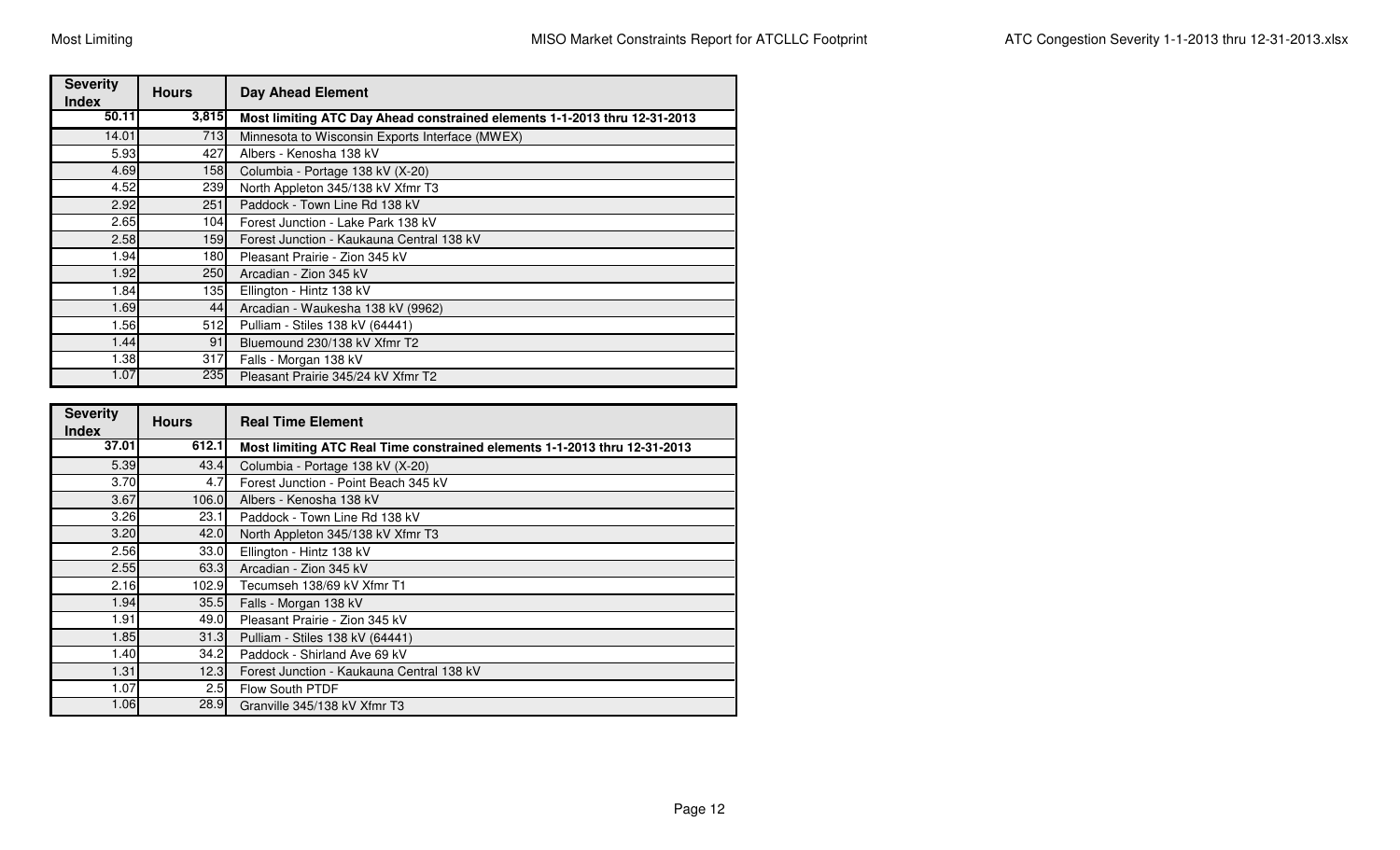| Severity Index | Hours | Day Ahead Element |
|---|---|---|
| **50.11** | **3,815** | **Most limiting ATC Day Ahead constrained elements 1-1-2013 thru 12-31-2013** |
| 14.01 | 713 | Minnesota to Wisconsin Exports Interface (MWEX) |
| 5.93 | 427 | Albers - Kenosha 138 kV |
| 4.69 | 158 | Columbia - Portage 138 kV (X-20) |
| 4.52 | 239 | North Appleton 345/138 kV Xfmr T3 |
| 2.92 | 251 | Paddock - Town Line Rd 138 kV |
| 2.65 | 104 | Forest Junction - Lake Park 138 kV |
| 2.58 | 159 | Forest Junction - Kaukauna Central 138 kV |
| 1.94 | 180 | Pleasant Prairie - Zion 345 kV |
| 1.92 | 250 | Arcadian - Zion 345 kV |
| 1.84 | 135 | Ellington - Hintz 138 kV |
| 1.69 | 44 | Arcadian - Waukesha 138 kV (9962) |
| 1.56 | 512 | Pulliam - Stiles 138 kV (64441) |
| 1.44 | 91 | Bluemound 230/138 kV Xfmr T2 |
| 1.38 | 317 | Falls - Morgan 138 kV |
| 1.07 | 235 | Pleasant Prairie 345/24 kV Xfmr T2 |

| Severity Index | Hours | Real Time Element |
|---|---|---|
| **37.01** | **612.1** | **Most limiting ATC Real Time constrained elements 1-1-2013 thru 12-31-2013** |
| 5.39 | 43.4 | Columbia - Portage 138 kV (X-20) |
| 3.70 | 4.7 | Forest Junction - Point Beach 345 kV |
| 3.67 | 106.0 | Albers - Kenosha 138 kV |
| 3.26 | 23.1 | Paddock - Town Line Rd 138 kV |
| 3.20 | 42.0 | North Appleton 345/138 kV Xfmr T3 |
| 2.56 | 33.0 | Ellington - Hintz 138 kV |
| 2.55 | 63.3 | Arcadian - Zion 345 kV |
| 2.16 | 102.9 | Tecumseh 138/69 kV Xfmr T1 |
| 1.94 | 35.5 | Falls - Morgan 138 kV |
| 1.91 | 49.0 | Pleasant Prairie - Zion 345 kV |
| 1.85 | 31.3 | Pulliam - Stiles 138 kV (64441) |
| 1.40 | 34.2 | Paddock - Shirland Ave 69 kV |
| 1.31 | 12.3 | Forest Junction - Kaukauna Central 138 kV |
| 1.07 | 2.5 | Flow South PTDF |
| 1.06 | 28.9 | Granville 345/138 kV Xfmr T3 |